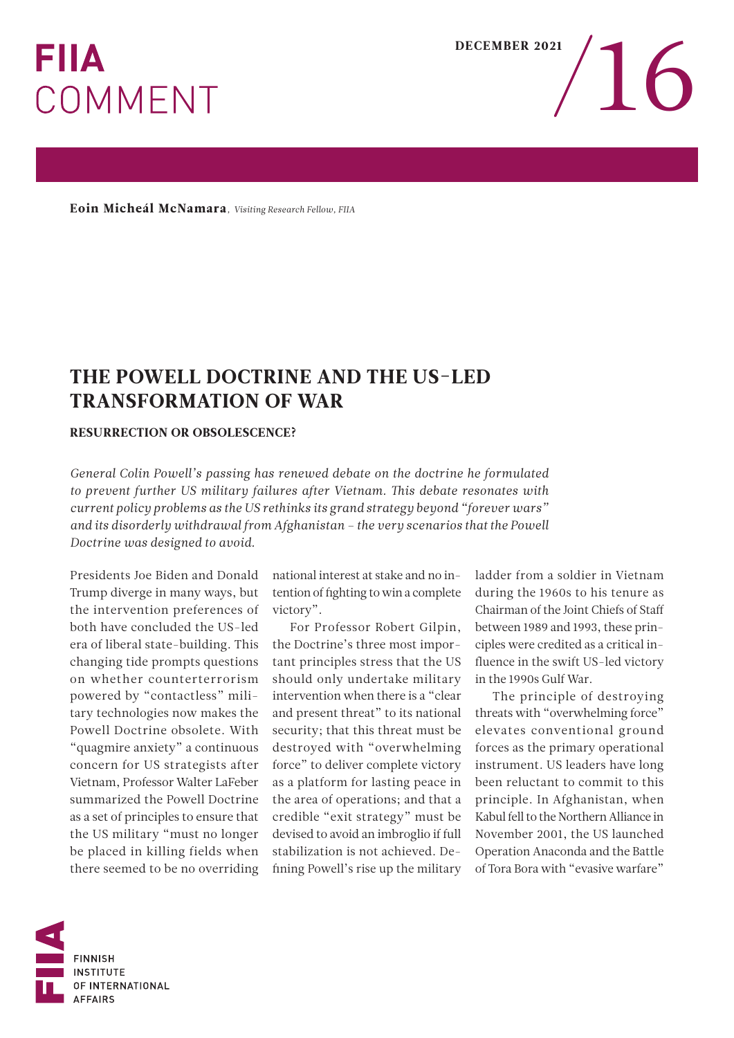# FIIA COMMENT

DECEMBER 2021 /16

**Eoin Micheál McNamara**, *Visiting Research Fellow, FIIA*

## THE POWELL DOCTRINE AND THE US-LED TRANSFORMATION OF WAR

### RESURRECTION OR OBSOLESCENCE?

*General Colin Powell's passing has renewed debate on the doctrine he formulated to prevent further US military failures after Vietnam. This debate resonates with current policy problems as the US rethinks its grand strategy beyond "forever wars" and its disorderly withdrawal from Afghanistan – the very scenarios that the Powell Doctrine was designed to avoid.*

Presidents Joe Biden and Donald Trump diverge in many ways, but the intervention preferences of both have concluded the US-led era of liberal state-building. This changing tide prompts questions on whether counterterrorism powered by "contactless" military technologies now makes the Powell Doctrine obsolete. With "quagmire anxiety" a continuous concern for US strategists after Vietnam, Professor Walter LaFeber summarized the Powell Doctrine as a set of principles to ensure that the US military "must no longer be placed in killing fields when there seemed to be no overriding national interest at stake and no intention of fighting to win a complete victory".

For Professor Robert Gilpin, the Doctrine's three most important principles stress that the US should only undertake military intervention when there is a "clear and present threat" to its national security; that this threat must be destroyed with "overwhelming force" to deliver complete victory as a platform for lasting peace in the area of operations; and that a credible "exit strategy" must be devised to avoid an imbroglio if full stabilization is not achieved. Defining Powell's rise up the military ladder from a soldier in Vietnam during the 1960s to his tenure as Chairman of the Joint Chiefs of Staff between 1989 and 1993, these principles were credited as a critical influence in the swift US-led victory in the 1990s Gulf War.

The principle of destroying threats with "overwhelming force" elevates conventional ground forces as the primary operational instrument. US leaders have long been reluctant to commit to this principle. In Afghanistan, when Kabul fell to the Northern Alliance in November 2001, the US launched Operation Anaconda and the Battle of Tora Bora with "evasive warfare"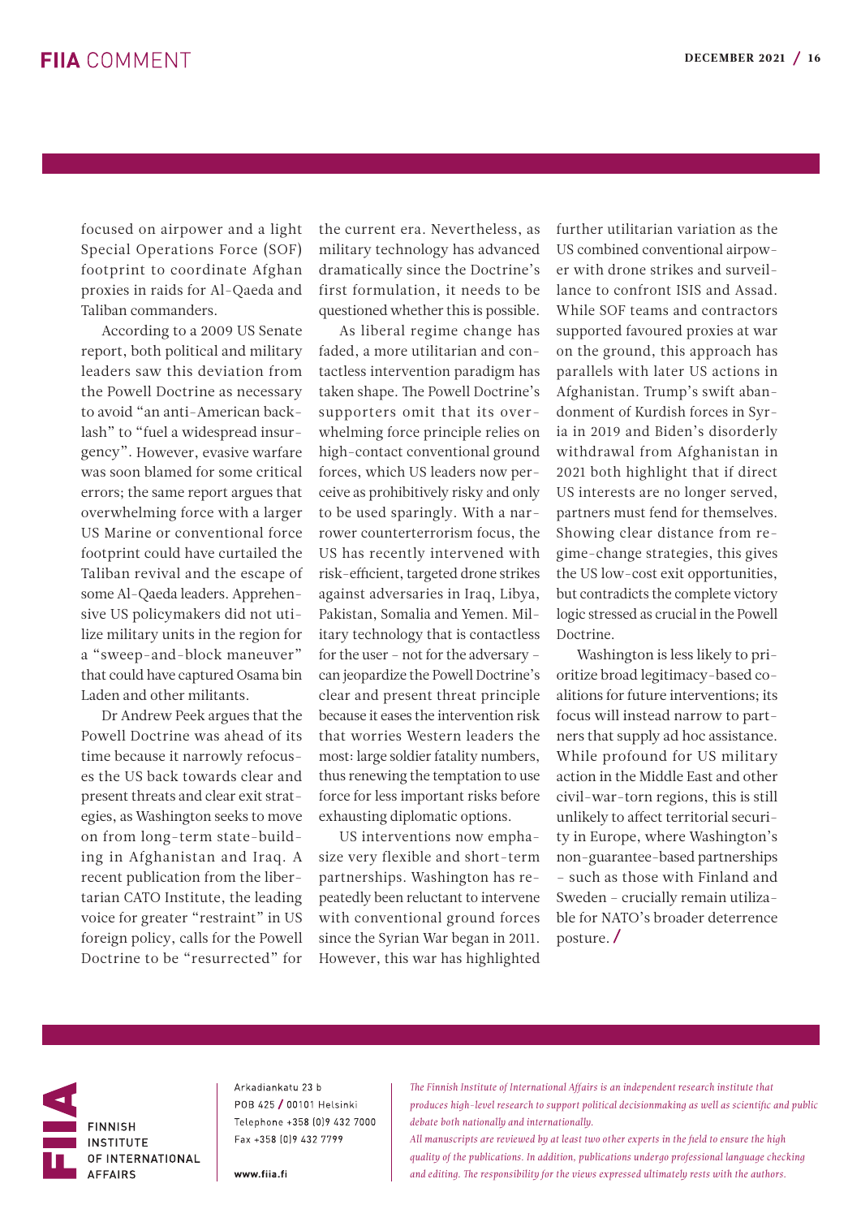focused on airpower and a light Special Operations Force (SOF) footprint to coordinate Afghan proxies in raids for Al-Qaeda and Taliban commanders.

According to a 2009 US Senate report, both political and military leaders saw this deviation from the Powell Doctrine as necessary to avoid "an anti-American backlash" to "fuel a widespread insurgency". However, evasive warfare was soon blamed for some critical errors; the same report argues that overwhelming force with a larger US Marine or conventional force footprint could have curtailed the Taliban revival and the escape of some Al-Qaeda leaders. Apprehensive US policymakers did not utilize military units in the region for a "sweep-and-block maneuver" that could have captured Osama bin Laden and other militants.

Dr Andrew Peek argues that the Powell Doctrine was ahead of its time because it narrowly refocuses the US back towards clear and present threats and clear exit strategies, as Washington seeks to move on from long-term state-building in Afghanistan and Iraq. A recent publication from the libertarian CATO Institute, the leading voice for greater "restraint" in US foreign policy, calls for the Powell Doctrine to be "resurrected" for the current era. Nevertheless, as military technology has advanced dramatically since the Doctrine's first formulation, it needs to be questioned whether this is possible.

As liberal regime change has faded, a more utilitarian and contactless intervention paradigm has taken shape. The Powell Doctrine's supporters omit that its overwhelming force principle relies on high-contact conventional ground forces, which US leaders now perceive as prohibitively risky and only to be used sparingly. With a narrower counterterrorism focus, the US has recently intervened with risk-efficient, targeted drone strikes against adversaries in Iraq, Libya, Pakistan, Somalia and Yemen. Military technology that is contactless for the user – not for the adversary – can jeopardize the Powell Doctrine's clear and present threat principle because it eases the intervention risk that worries Western leaders the most: large soldier fatality numbers, thus renewing the temptation to use force for less important risks before exhausting diplomatic options.

US interventions now emphasize very flexible and short-term partnerships. Washington has repeatedly been reluctant to intervene with conventional ground forces since the Syrian War began in 2011. However, this war has highlighted further utilitarian variation as the US combined conventional airpower with drone strikes and surveillance to confront ISIS and Assad. While SOF teams and contractors supported favoured proxies at war on the ground, this approach has parallels with later US actions in Afghanistan. Trump's swift abandonment of Kurdish forces in Syria in 2019 and Biden's disorderly withdrawal from Afghanistan in 2021 both highlight that if direct US interests are no longer served, partners must fend for themselves. Showing clear distance from regime-change strategies, this gives the US low-cost exit opportunities, but contradicts the complete victory logic stressed as crucial in the Powell Doctrine.

Washington is less likely to prioritize broad legitimacy-based coalitions for future interventions; its focus will instead narrow to partners that supply ad hoc assistance. While profound for US military action in the Middle East and other civil-war-torn regions, this is still unlikely to affect territorial security in Europe, where Washington's non-guarantee-based partnerships – such as those with Finland and Sweden – crucially remain utilizable for NATO's broader deterrence posture. /

FINNISH INSTITUTE OF INTERNATIONAL AFFAIRS

Arkadiankatu 23 b
POB 425 / 00101 Helsinki
Telephone +358 (0)9 432 7000
Fax +358 (0)9 432 7799

www.fiia.fi

*The Finnish Institute of International Affairs is an independent research institute that produces high-level research to support political decisionmaking as well as scientific and public debate both nationally and internationally.*

*All manuscripts are reviewed by at least two other experts in the field to ensure the high quality of the publications. In addition, publications undergo professional language checking and editing. The responsibility for the views expressed ultimately rests with the authors.*